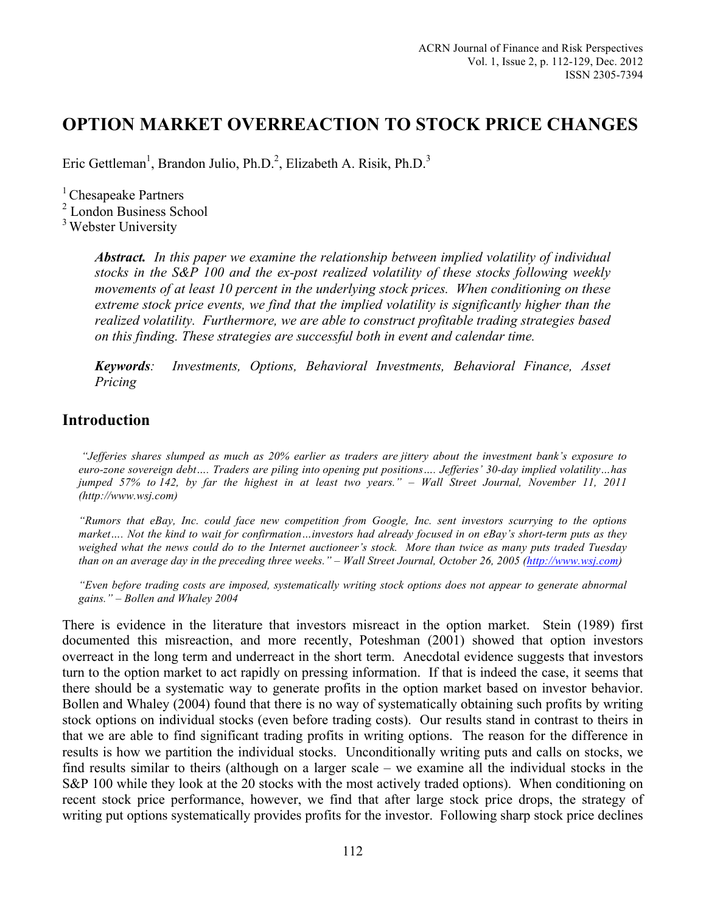# OPTION MARKET OVERREACTION TO STOCK PRICE CHANGES

Eric Gettleman[1], Brandon Julio, Ph.D.[2], Elizabeth A. Risik, Ph.D.[3]

[1] Chesapeake Partners
[2] London Business School
[3] Webster University

> ***Abstract.*** *In this paper we examine the relationship between implied volatility of individual stocks in the S&P 100 and the ex-post realized volatility of these stocks following weekly movements of at least 10 percent in the underlying stock prices. When conditioning on these extreme stock price events, we find that the implied volatility is significantly higher than the realized volatility. Furthermore, we are able to construct profitable trading strategies based on this finding. These strategies are successful both in event and calendar time.*
>
> ***Keywords**: Investments, Options, Behavioral Investments, Behavioral Finance, Asset Pricing*

## Introduction

*"Jefferies shares slumped as much as 20% earlier as traders are jittery about the investment bank's exposure to euro-zone sovereign debt…. Traders are piling into opening put positions…. Jefferies' 30-day implied volatility…has jumped 57% to 142, by far the highest in at least two years." – Wall Street Journal, November 11, 2011 (http://www.wsj.com)*

*"Rumors that eBay, Inc. could face new competition from Google, Inc. sent investors scurrying to the options market…. Not the kind to wait for confirmation…investors had already focused in on eBay's short-term puts as they weighed what the news could do to the Internet auctioneer's stock. More than twice as many puts traded Tuesday than on an average day in the preceding three weeks." – Wall Street Journal, October 26, 2005 (http://www.wsj.com)*

*"Even before trading costs are imposed, systematically writing stock options does not appear to generate abnormal gains." – Bollen and Whaley 2004*

There is evidence in the literature that investors misreact in the option market. Stein (1989) first documented this misreaction, and more recently, Poteshman (2001) showed that option investors overreact in the long term and underreact in the short term. Anecdotal evidence suggests that investors turn to the option market to act rapidly on pressing information. If that is indeed the case, it seems that there should be a systematic way to generate profits in the option market based on investor behavior. Bollen and Whaley (2004) found that there is no way of systematically obtaining such profits by writing stock options on individual stocks (even before trading costs). Our results stand in contrast to theirs in that we are able to find significant trading profits in writing options. The reason for the difference in results is how we partition the individual stocks. Unconditionally writing puts and calls on stocks, we find results similar to theirs (although on a larger scale – we examine all the individual stocks in the S&P 100 while they look at the 20 stocks with the most actively traded options). When conditioning on recent stock price performance, however, we find that after large stock price drops, the strategy of writing put options systematically provides profits for the investor. Following sharp stock price declines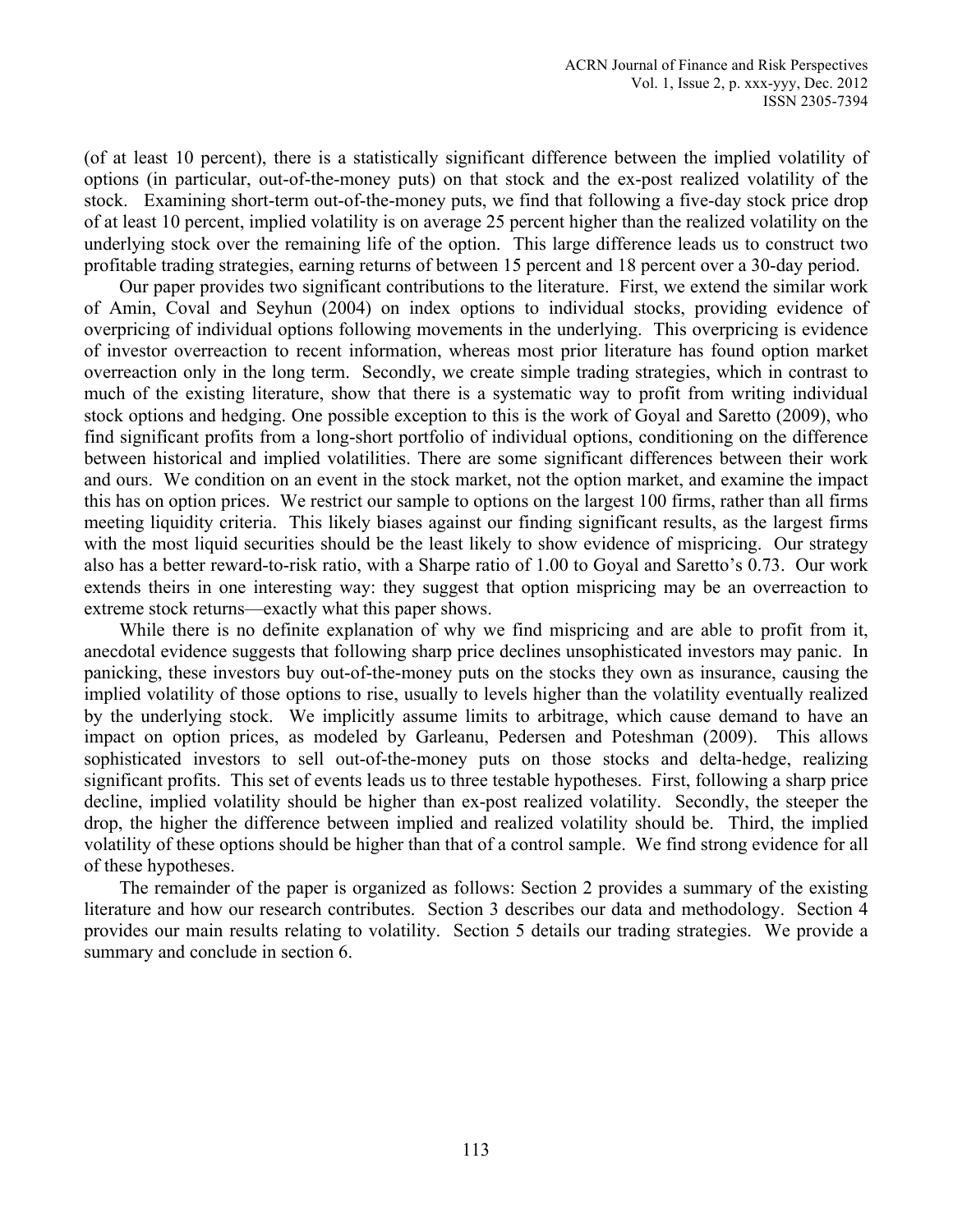(of at least 10 percent), there is a statistically significant difference between the implied volatility of options (in particular, out-of-the-money puts) on that stock and the ex-post realized volatility of the stock. Examining short-term out-of-the-money puts, we find that following a five-day stock price drop of at least 10 percent, implied volatility is on average 25 percent higher than the realized volatility on the underlying stock over the remaining life of the option. This large difference leads us to construct two profitable trading strategies, earning returns of between 15 percent and 18 percent over a 30-day period.

Our paper provides two significant contributions to the literature. First, we extend the similar work of Amin, Coval and Seyhun (2004) on index options to individual stocks, providing evidence of overpricing of individual options following movements in the underlying. This overpricing is evidence of investor overreaction to recent information, whereas most prior literature has found option market overreaction only in the long term. Secondly, we create simple trading strategies, which in contrast to much of the existing literature, show that there is a systematic way to profit from writing individual stock options and hedging. One possible exception to this is the work of Goyal and Saretto (2009), who find significant profits from a long-short portfolio of individual options, conditioning on the difference between historical and implied volatilities. There are some significant differences between their work and ours. We condition on an event in the stock market, not the option market, and examine the impact this has on option prices. We restrict our sample to options on the largest 100 firms, rather than all firms meeting liquidity criteria. This likely biases against our finding significant results, as the largest firms with the most liquid securities should be the least likely to show evidence of mispricing. Our strategy also has a better reward-to-risk ratio, with a Sharpe ratio of 1.00 to Goyal and Saretto's 0.73. Our work extends theirs in one interesting way: they suggest that option mispricing may be an overreaction to extreme stock returns—exactly what this paper shows.

While there is no definite explanation of why we find mispricing and are able to profit from it, anecdotal evidence suggests that following sharp price declines unsophisticated investors may panic. In panicking, these investors buy out-of-the-money puts on the stocks they own as insurance, causing the implied volatility of those options to rise, usually to levels higher than the volatility eventually realized by the underlying stock. We implicitly assume limits to arbitrage, which cause demand to have an impact on option prices, as modeled by Garleanu, Pedersen and Poteshman (2009). This allows sophisticated investors to sell out-of-the-money puts on those stocks and delta-hedge, realizing significant profits. This set of events leads us to three testable hypotheses. First, following a sharp price decline, implied volatility should be higher than ex-post realized volatility. Secondly, the steeper the drop, the higher the difference between implied and realized volatility should be. Third, the implied volatility of these options should be higher than that of a control sample. We find strong evidence for all of these hypotheses.

The remainder of the paper is organized as follows: Section 2 provides a summary of the existing literature and how our research contributes. Section 3 describes our data and methodology. Section 4 provides our main results relating to volatility. Section 5 details our trading strategies. We provide a summary and conclude in section 6.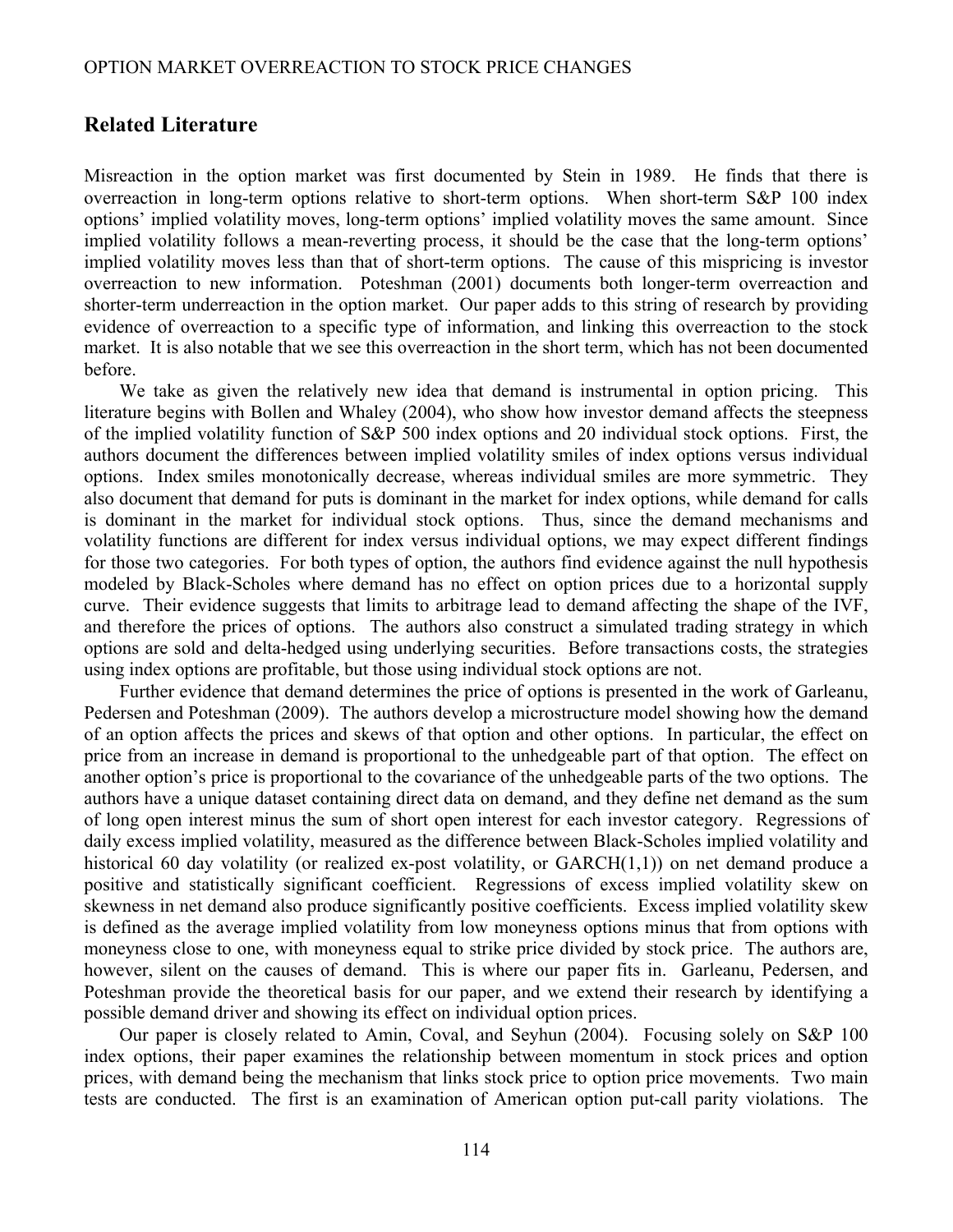## Related Literature

Misreaction in the option market was first documented by Stein in 1989. He finds that there is overreaction in long-term options relative to short-term options. When short-term S&P 100 index options' implied volatility moves, long-term options' implied volatility moves the same amount. Since implied volatility follows a mean-reverting process, it should be the case that the long-term options' implied volatility moves less than that of short-term options. The cause of this mispricing is investor overreaction to new information. Poteshman (2001) documents both longer-term overreaction and shorter-term underreaction in the option market. Our paper adds to this string of research by providing evidence of overreaction to a specific type of information, and linking this overreaction to the stock market. It is also notable that we see this overreaction in the short term, which has not been documented before.

We take as given the relatively new idea that demand is instrumental in option pricing. This literature begins with Bollen and Whaley (2004), who show how investor demand affects the steepness of the implied volatility function of S&P 500 index options and 20 individual stock options. First, the authors document the differences between implied volatility smiles of index options versus individual options. Index smiles monotonically decrease, whereas individual smiles are more symmetric. They also document that demand for puts is dominant in the market for index options, while demand for calls is dominant in the market for individual stock options. Thus, since the demand mechanisms and volatility functions are different for index versus individual options, we may expect different findings for those two categories. For both types of option, the authors find evidence against the null hypothesis modeled by Black-Scholes where demand has no effect on option prices due to a horizontal supply curve. Their evidence suggests that limits to arbitrage lead to demand affecting the shape of the IVF, and therefore the prices of options. The authors also construct a simulated trading strategy in which options are sold and delta-hedged using underlying securities. Before transactions costs, the strategies using index options are profitable, but those using individual stock options are not.

Further evidence that demand determines the price of options is presented in the work of Garleanu, Pedersen and Poteshman (2009). The authors develop a microstructure model showing how the demand of an option affects the prices and skews of that option and other options. In particular, the effect on price from an increase in demand is proportional to the unhedgeable part of that option. The effect on another option's price is proportional to the covariance of the unhedgeable parts of the two options. The authors have a unique dataset containing direct data on demand, and they define net demand as the sum of long open interest minus the sum of short open interest for each investor category. Regressions of daily excess implied volatility, measured as the difference between Black-Scholes implied volatility and historical 60 day volatility (or realized ex-post volatility, or GARCH(1,1)) on net demand produce a positive and statistically significant coefficient. Regressions of excess implied volatility skew on skewness in net demand also produce significantly positive coefficients. Excess implied volatility skew is defined as the average implied volatility from low moneyness options minus that from options with moneyness close to one, with moneyness equal to strike price divided by stock price. The authors are, however, silent on the causes of demand. This is where our paper fits in. Garleanu, Pedersen, and Poteshman provide the theoretical basis for our paper, and we extend their research by identifying a possible demand driver and showing its effect on individual option prices.

Our paper is closely related to Amin, Coval, and Seyhun (2004). Focusing solely on S&P 100 index options, their paper examines the relationship between momentum in stock prices and option prices, with demand being the mechanism that links stock price to option price movements. Two main tests are conducted. The first is an examination of American option put-call parity violations. The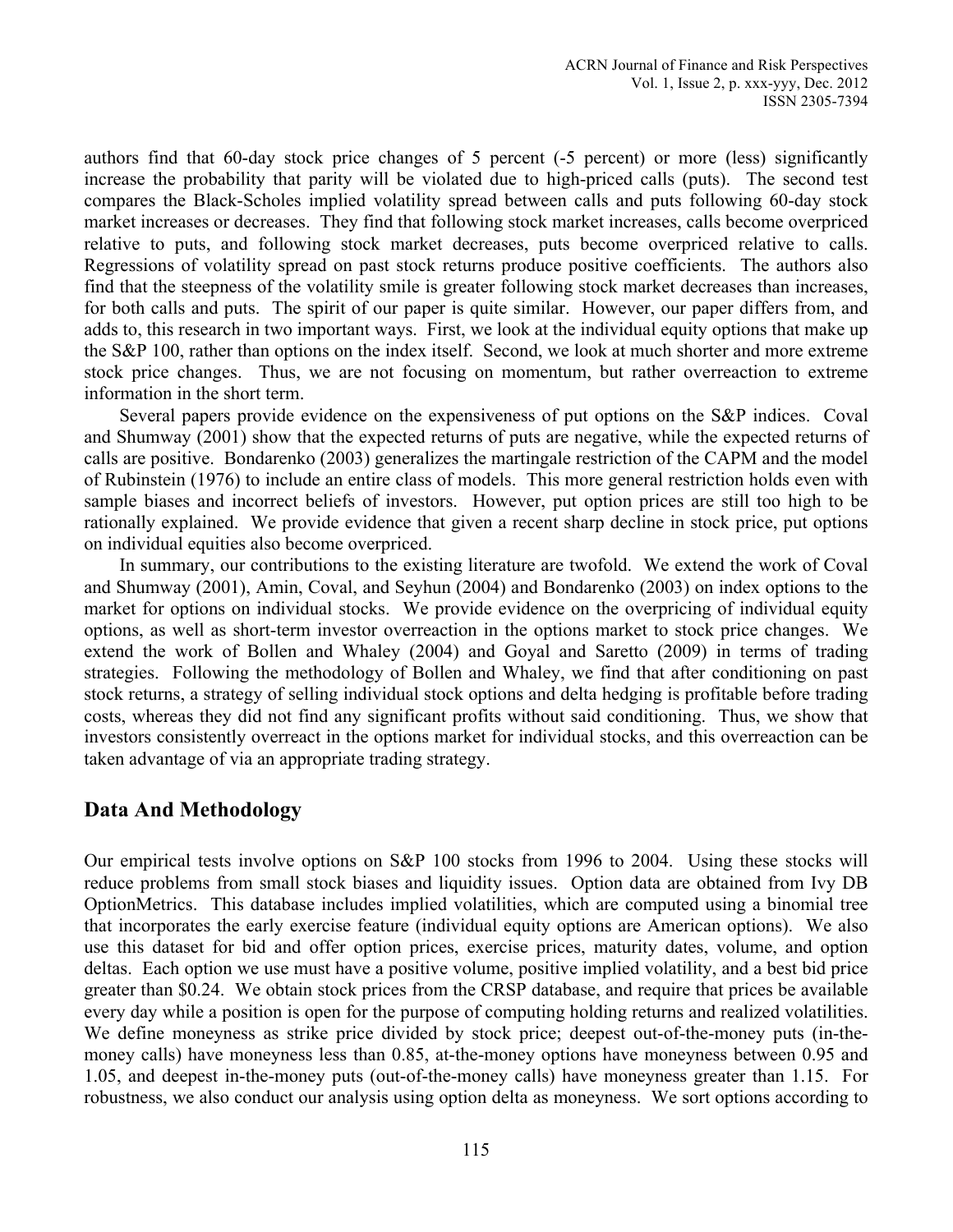authors find that 60-day stock price changes of 5 percent (-5 percent) or more (less) significantly increase the probability that parity will be violated due to high-priced calls (puts). The second test compares the Black-Scholes implied volatility spread between calls and puts following 60-day stock market increases or decreases. They find that following stock market increases, calls become overpriced relative to puts, and following stock market decreases, puts become overpriced relative to calls. Regressions of volatility spread on past stock returns produce positive coefficients. The authors also find that the steepness of the volatility smile is greater following stock market decreases than increases, for both calls and puts. The spirit of our paper is quite similar. However, our paper differs from, and adds to, this research in two important ways. First, we look at the individual equity options that make up the S&P 100, rather than options on the index itself. Second, we look at much shorter and more extreme stock price changes. Thus, we are not focusing on momentum, but rather overreaction to extreme information in the short term.

Several papers provide evidence on the expensiveness of put options on the S&P indices. Coval and Shumway (2001) show that the expected returns of puts are negative, while the expected returns of calls are positive. Bondarenko (2003) generalizes the martingale restriction of the CAPM and the model of Rubinstein (1976) to include an entire class of models. This more general restriction holds even with sample biases and incorrect beliefs of investors. However, put option prices are still too high to be rationally explained. We provide evidence that given a recent sharp decline in stock price, put options on individual equities also become overpriced.

In summary, our contributions to the existing literature are twofold. We extend the work of Coval and Shumway (2001), Amin, Coval, and Seyhun (2004) and Bondarenko (2003) on index options to the market for options on individual stocks. We provide evidence on the overpricing of individual equity options, as well as short-term investor overreaction in the options market to stock price changes. We extend the work of Bollen and Whaley (2004) and Goyal and Saretto (2009) in terms of trading strategies. Following the methodology of Bollen and Whaley, we find that after conditioning on past stock returns, a strategy of selling individual stock options and delta hedging is profitable before trading costs, whereas they did not find any significant profits without said conditioning. Thus, we show that investors consistently overreact in the options market for individual stocks, and this overreaction can be taken advantage of via an appropriate trading strategy.

## Data And Methodology

Our empirical tests involve options on S&P 100 stocks from 1996 to 2004. Using these stocks will reduce problems from small stock biases and liquidity issues. Option data are obtained from Ivy DB OptionMetrics. This database includes implied volatilities, which are computed using a binomial tree that incorporates the early exercise feature (individual equity options are American options). We also use this dataset for bid and offer option prices, exercise prices, maturity dates, volume, and option deltas. Each option we use must have a positive volume, positive implied volatility, and a best bid price greater than \$0.24. We obtain stock prices from the CRSP database, and require that prices be available every day while a position is open for the purpose of computing holding returns and realized volatilities. We define moneyness as strike price divided by stock price; deepest out-of-the-money puts (in-the-money calls) have moneyness less than 0.85, at-the-money options have moneyness between 0.95 and 1.05, and deepest in-the-money puts (out-of-the-money calls) have moneyness greater than 1.15. For robustness, we also conduct our analysis using option delta as moneyness. We sort options according to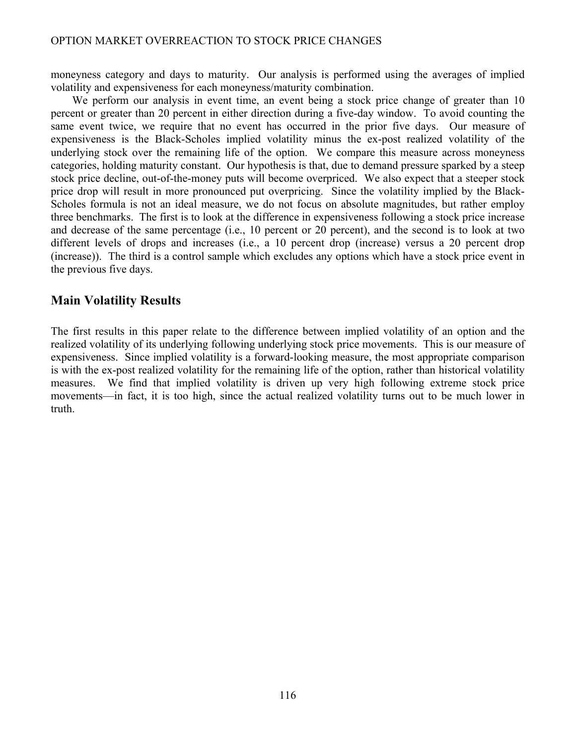moneyness category and days to maturity. Our analysis is performed using the averages of implied volatility and expensiveness for each moneyness/maturity combination.

We perform our analysis in event time, an event being a stock price change of greater than 10 percent or greater than 20 percent in either direction during a five-day window. To avoid counting the same event twice, we require that no event has occurred in the prior five days. Our measure of expensiveness is the Black-Scholes implied volatility minus the ex-post realized volatility of the underlying stock over the remaining life of the option. We compare this measure across moneyness categories, holding maturity constant. Our hypothesis is that, due to demand pressure sparked by a steep stock price decline, out-of-the-money puts will become overpriced. We also expect that a steeper stock price drop will result in more pronounced put overpricing. Since the volatility implied by the Black-Scholes formula is not an ideal measure, we do not focus on absolute magnitudes, but rather employ three benchmarks. The first is to look at the difference in expensiveness following a stock price increase and decrease of the same percentage (i.e., 10 percent or 20 percent), and the second is to look at two different levels of drops and increases (i.e., a 10 percent drop (increase) versus a 20 percent drop (increase)). The third is a control sample which excludes any options which have a stock price event in the previous five days.

## Main Volatility Results

The first results in this paper relate to the difference between implied volatility of an option and the realized volatility of its underlying following underlying stock price movements. This is our measure of expensiveness. Since implied volatility is a forward-looking measure, the most appropriate comparison is with the ex-post realized volatility for the remaining life of the option, rather than historical volatility measures. We find that implied volatility is driven up very high following extreme stock price movements—in fact, it is too high, since the actual realized volatility turns out to be much lower in truth.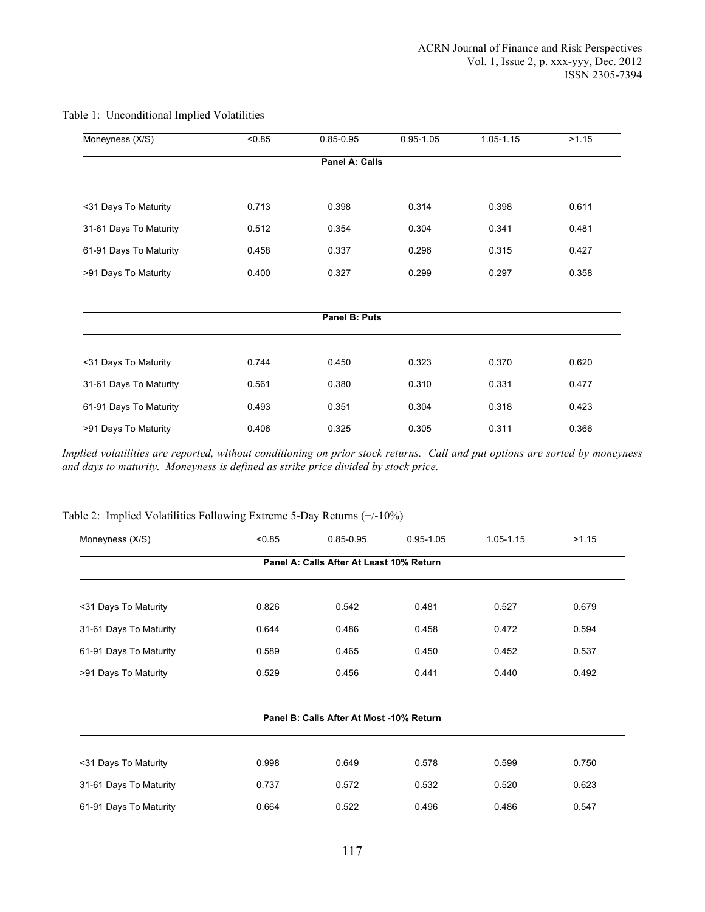Table 1: Unconditional Implied Volatilities

| Moneyness (X/S) | <0.85 | 0.85-0.95 | 0.95-1.05 | 1.05-1.15 | >1.15 |
|---|---|---|---|---|---|
| **Panel A: Calls** | | | | | |
| <31 Days To Maturity | 0.713 | 0.398 | 0.314 | 0.398 | 0.611 |
| 31-61 Days To Maturity | 0.512 | 0.354 | 0.304 | 0.341 | 0.481 |
| 61-91 Days To Maturity | 0.458 | 0.337 | 0.296 | 0.315 | 0.427 |
| >91 Days To Maturity | 0.400 | 0.327 | 0.299 | 0.297 | 0.358 |
| **Panel B: Puts** | | | | | |
| <31 Days To Maturity | 0.744 | 0.450 | 0.323 | 0.370 | 0.620 |
| 31-61 Days To Maturity | 0.561 | 0.380 | 0.310 | 0.331 | 0.477 |
| 61-91 Days To Maturity | 0.493 | 0.351 | 0.304 | 0.318 | 0.423 |
| >91 Days To Maturity | 0.406 | 0.325 | 0.305 | 0.311 | 0.366 |

*Implied volatilities are reported, without conditioning on prior stock returns. Call and put options are sorted by moneyness and days to maturity. Moneyness is defined as strike price divided by stock price.*

Table 2: Implied Volatilities Following Extreme 5-Day Returns (+/-10%)

| Moneyness (X/S) | <0.85 | 0.85-0.95 | 0.95-1.05 | 1.05-1.15 | >1.15 |
|---|---|---|---|---|---|
| **Panel A: Calls After At Least 10% Return** | | | | | |
| <31 Days To Maturity | 0.826 | 0.542 | 0.481 | 0.527 | 0.679 |
| 31-61 Days To Maturity | 0.644 | 0.486 | 0.458 | 0.472 | 0.594 |
| 61-91 Days To Maturity | 0.589 | 0.465 | 0.450 | 0.452 | 0.537 |
| >91 Days To Maturity | 0.529 | 0.456 | 0.441 | 0.440 | 0.492 |
| **Panel B: Calls After At Most -10% Return** | | | | | |
| <31 Days To Maturity | 0.998 | 0.649 | 0.578 | 0.599 | 0.750 |
| 31-61 Days To Maturity | 0.737 | 0.572 | 0.532 | 0.520 | 0.623 |
| 61-91 Days To Maturity | 0.664 | 0.522 | 0.496 | 0.486 | 0.547 |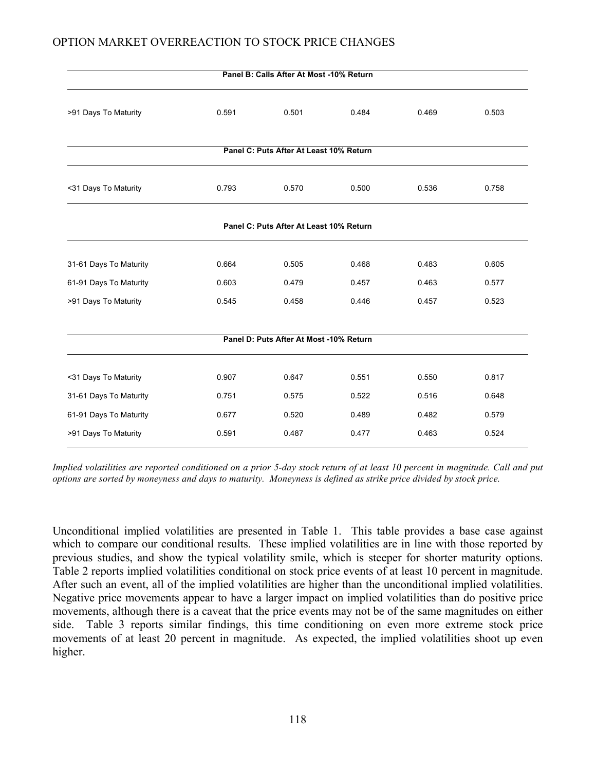| | | | | | |
|---|---|---|---|---|---|
| **Panel B: Calls After At Most -10% Return** | | | | | |
| >91 Days To Maturity | 0.591 | 0.501 | 0.484 | 0.469 | 0.503 |
| **Panel C: Puts After At Least 10% Return** | | | | | |
| <31 Days To Maturity | 0.793 | 0.570 | 0.500 | 0.536 | 0.758 |
| **Panel C: Puts After At Least 10% Return** | | | | | |
| 31-61 Days To Maturity | 0.664 | 0.505 | 0.468 | 0.483 | 0.605 |
| 61-91 Days To Maturity | 0.603 | 0.479 | 0.457 | 0.463 | 0.577 |
| >91 Days To Maturity | 0.545 | 0.458 | 0.446 | 0.457 | 0.523 |
| **Panel D: Puts After At Most -10% Return** | | | | | |
| <31 Days To Maturity | 0.907 | 0.647 | 0.551 | 0.550 | 0.817 |
| 31-61 Days To Maturity | 0.751 | 0.575 | 0.522 | 0.516 | 0.648 |
| 61-91 Days To Maturity | 0.677 | 0.520 | 0.489 | 0.482 | 0.579 |
| >91 Days To Maturity | 0.591 | 0.487 | 0.477 | 0.463 | 0.524 |

*Implied volatilities are reported conditioned on a prior 5-day stock return of at least 10 percent in magnitude. Call and put options are sorted by moneyness and days to maturity. Moneyness is defined as strike price divided by stock price.*

Unconditional implied volatilities are presented in Table 1. This table provides a base case against which to compare our conditional results. These implied volatilities are in line with those reported by previous studies, and show the typical volatility smile, which is steeper for shorter maturity options. Table 2 reports implied volatilities conditional on stock price events of at least 10 percent in magnitude. After such an event, all of the implied volatilities are higher than the unconditional implied volatilities. Negative price movements appear to have a larger impact on implied volatilities than do positive price movements, although there is a caveat that the price events may not be of the same magnitudes on either side. Table 3 reports similar findings, this time conditioning on even more extreme stock price movements of at least 20 percent in magnitude. As expected, the implied volatilities shoot up even higher.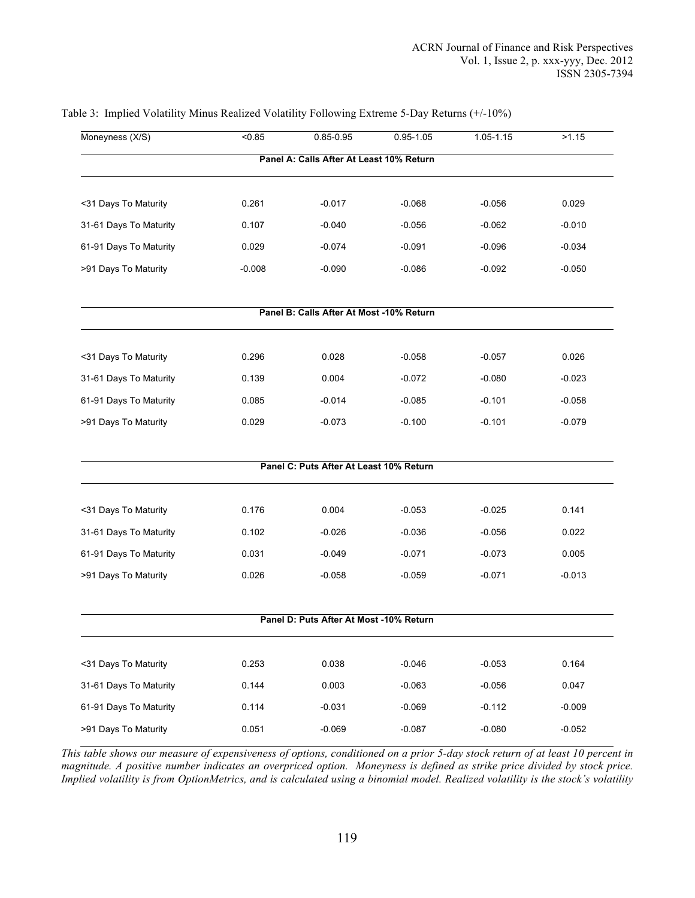Table 3: Implied Volatility Minus Realized Volatility Following Extreme 5-Day Returns (+/-10%)

| Moneyness (X/S) | <0.85 | 0.85-0.95 | 0.95-1.05 | 1.05-1.15 | >1.15 |
|---|---|---|---|---|---|
| **Panel A: Calls After At Least 10% Return** | | | | | |
| <31 Days To Maturity | 0.261 | -0.017 | -0.068 | -0.056 | 0.029 |
| 31-61 Days To Maturity | 0.107 | -0.040 | -0.056 | -0.062 | -0.010 |
| 61-91 Days To Maturity | 0.029 | -0.074 | -0.091 | -0.096 | -0.034 |
| >91 Days To Maturity | -0.008 | -0.090 | -0.086 | -0.092 | -0.050 |
| **Panel B: Calls After At Most -10% Return** | | | | | |
| <31 Days To Maturity | 0.296 | 0.028 | -0.058 | -0.057 | 0.026 |
| 31-61 Days To Maturity | 0.139 | 0.004 | -0.072 | -0.080 | -0.023 |
| 61-91 Days To Maturity | 0.085 | -0.014 | -0.085 | -0.101 | -0.058 |
| >91 Days To Maturity | 0.029 | -0.073 | -0.100 | -0.101 | -0.079 |
| **Panel C: Puts After At Least 10% Return** | | | | | |
| <31 Days To Maturity | 0.176 | 0.004 | -0.053 | -0.025 | 0.141 |
| 31-61 Days To Maturity | 0.102 | -0.026 | -0.036 | -0.056 | 0.022 |
| 61-91 Days To Maturity | 0.031 | -0.049 | -0.071 | -0.073 | 0.005 |
| >91 Days To Maturity | 0.026 | -0.058 | -0.059 | -0.071 | -0.013 |
| **Panel D: Puts After At Most -10% Return** | | | | | |
| <31 Days To Maturity | 0.253 | 0.038 | -0.046 | -0.053 | 0.164 |
| 31-61 Days To Maturity | 0.144 | 0.003 | -0.063 | -0.056 | 0.047 |
| 61-91 Days To Maturity | 0.114 | -0.031 | -0.069 | -0.112 | -0.009 |
| >91 Days To Maturity | 0.051 | -0.069 | -0.087 | -0.080 | -0.052 |

*This table shows our measure of expensiveness of options, conditioned on a prior 5-day stock return of at least 10 percent in magnitude. A positive number indicates an overpriced option. Moneyness is defined as strike price divided by stock price. Implied volatility is from OptionMetrics, and is calculated using a binomial model. Realized volatility is the stock's volatility*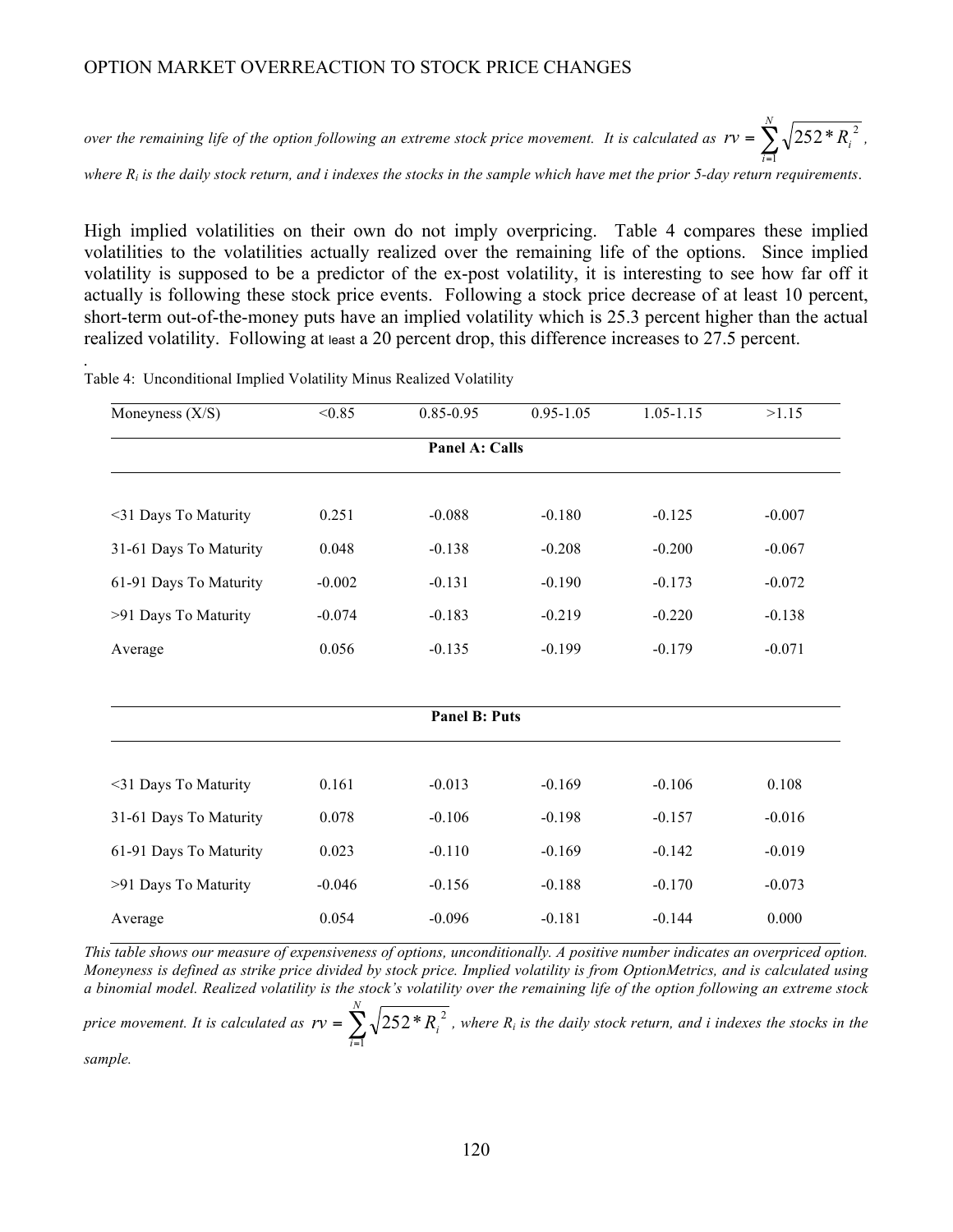*over the remaining life of the option following an extreme stock price movement. It is calculated as* $rv = \sum_{i=1}^{N} \sqrt{252 * R_i^2}$, *where* $R_i$ *is the daily stock return, and i indexes the stocks in the sample which have met the prior 5-day return requirements.*

High implied volatilities on their own do not imply overpricing. Table 4 compares these implied volatilities to the volatilities actually realized over the remaining life of the options. Since implied volatility is supposed to be a predictor of the ex-post volatility, it is interesting to see how far off it actually is following these stock price events. Following a stock price decrease of at least 10 percent, short-term out-of-the-money puts have an implied volatility which is 25.3 percent higher than the actual realized volatility. Following at least a 20 percent drop, this difference increases to 27.5 percent.

Table 4: Unconditional Implied Volatility Minus Realized Volatility

| Moneyness (X/S) | <0.85 | 0.85-0.95 | 0.95-1.05 | 1.05-1.15 | >1.15 |
|---|---|---|---|---|---|
| **Panel A: Calls** | | | | | |
| <31 Days To Maturity | 0.251 | -0.088 | -0.180 | -0.125 | -0.007 |
| 31-61 Days To Maturity | 0.048 | -0.138 | -0.208 | -0.200 | -0.067 |
| 61-91 Days To Maturity | -0.002 | -0.131 | -0.190 | -0.173 | -0.072 |
| >91 Days To Maturity | -0.074 | -0.183 | -0.219 | -0.220 | -0.138 |
| Average | 0.056 | -0.135 | -0.199 | -0.179 | -0.071 |
| **Panel B: Puts** | | | | | |
| <31 Days To Maturity | 0.161 | -0.013 | -0.169 | -0.106 | 0.108 |
| 31-61 Days To Maturity | 0.078 | -0.106 | -0.198 | -0.157 | -0.016 |
| 61-91 Days To Maturity | 0.023 | -0.110 | -0.169 | -0.142 | -0.019 |
| >91 Days To Maturity | -0.046 | -0.156 | -0.188 | -0.170 | -0.073 |
| Average | 0.054 | -0.096 | -0.181 | -0.144 | 0.000 |

*This table shows our measure of expensiveness of options, unconditionally. A positive number indicates an overpriced option. Moneyness is defined as strike price divided by stock price. Implied volatility is from OptionMetrics, and is calculated using a binomial model. Realized volatility is the stock's volatility over the remaining life of the option following an extreme stock price movement. It is calculated as* $rv = \sum_{i=1}^{N} \sqrt{252 * R_i^2}$, *where* $R_i$ *is the daily stock return, and i indexes the stocks in the sample.*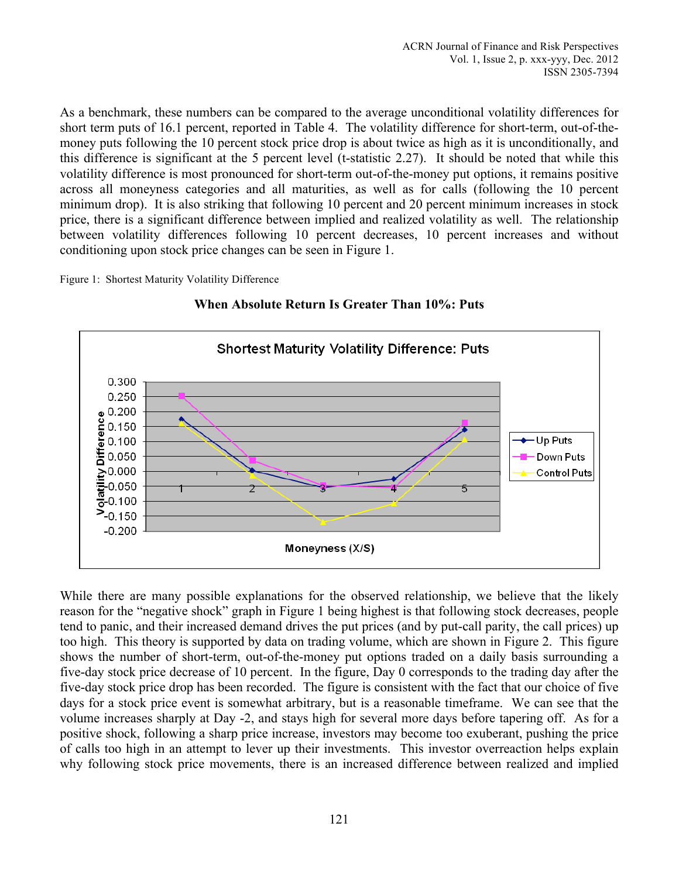As a benchmark, these numbers can be compared to the average unconditional volatility differences for short term puts of 16.1 percent, reported in Table 4. The volatility difference for short-term, out-of-the-money puts following the 10 percent stock price drop is about twice as high as it is unconditionally, and this difference is significant at the 5 percent level (t-statistic 2.27). It should be noted that while this volatility difference is most pronounced for short-term out-of-the-money put options, it remains positive across all moneyness categories and all maturities, as well as for calls (following the 10 percent minimum drop). It is also striking that following 10 percent and 20 percent minimum increases in stock price, there is a significant difference between implied and realized volatility as well. The relationship between volatility differences following 10 percent decreases, 10 percent increases and without conditioning upon stock price changes can be seen in Figure 1.

Figure 1: Shortest Maturity Volatility Difference

**When Absolute Return Is Greater Than 10%: Puts**

While there are many possible explanations for the observed relationship, we believe that the likely reason for the "negative shock" graph in Figure 1 being highest is that following stock decreases, people tend to panic, and their increased demand drives the put prices (and by put-call parity, the call prices) up too high. This theory is supported by data on trading volume, which are shown in Figure 2. This figure shows the number of short-term, out-of-the-money put options traded on a daily basis surrounding a five-day stock price decrease of 10 percent. In the figure, Day 0 corresponds to the trading day after the five-day stock price drop has been recorded. The figure is consistent with the fact that our choice of five days for a stock price event is somewhat arbitrary, but is a reasonable timeframe. We can see that the volume increases sharply at Day -2, and stays high for several more days before tapering off. As for a positive shock, following a sharp price increase, investors may become too exuberant, pushing the price of calls too high in an attempt to lever up their investments. This investor overreaction helps explain why following stock price movements, there is an increased difference between realized and implied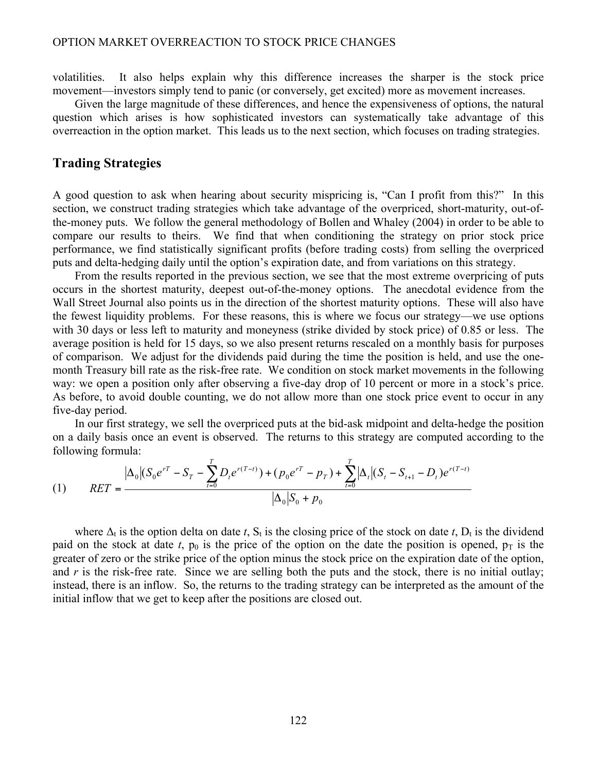volatilities. It also helps explain why this difference increases the sharper is the stock price movement—investors simply tend to panic (or conversely, get excited) more as movement increases.

Given the large magnitude of these differences, and hence the expensiveness of options, the natural question which arises is how sophisticated investors can systematically take advantage of this overreaction in the option market. This leads us to the next section, which focuses on trading strategies.

## Trading Strategies

A good question to ask when hearing about security mispricing is, "Can I profit from this?" In this section, we construct trading strategies which take advantage of the overpriced, short-maturity, out-of-the-money puts. We follow the general methodology of Bollen and Whaley (2004) in order to be able to compare our results to theirs. We find that when conditioning the strategy on prior stock price performance, we find statistically significant profits (before trading costs) from selling the overpriced puts and delta-hedging daily until the option's expiration date, and from variations on this strategy.

From the results reported in the previous section, we see that the most extreme overpricing of puts occurs in the shortest maturity, deepest out-of-the-money options. The anecdotal evidence from the Wall Street Journal also points us in the direction of the shortest maturity options. These will also have the fewest liquidity problems. For these reasons, this is where we focus our strategy—we use options with 30 days or less left to maturity and moneyness (strike divided by stock price) of 0.85 or less. The average position is held for 15 days, so we also present returns rescaled on a monthly basis for purposes of comparison. We adjust for the dividends paid during the time the position is held, and use the one-month Treasury bill rate as the risk-free rate. We condition on stock market movements in the following way: we open a position only after observing a five-day drop of 10 percent or more in a stock's price. As before, to avoid double counting, we do not allow more than one stock price event to occur in any five-day period.

In our first strategy, we sell the overpriced puts at the bid-ask midpoint and delta-hedge the position on a daily basis once an event is observed. The returns to this strategy are computed according to the following formula:

$$
(1) \qquad RET = \frac{|\Delta_0|(S_0 e^{rT} - S_T - \sum_{t=0}^{T} D_t e^{r(T-t)}) + (p_0 e^{rT} - p_T) + \sum_{t=0}^{T} |\Delta_t|(S_t - S_{t+1} - D_t) e^{r(T-t)}}{|\Delta_0| S_0 + p_0}
$$

where $\Delta_t$ is the option delta on date $t$, $S_t$ is the closing price of the stock on date $t$, $D_t$ is the dividend paid on the stock at date $t$, $p_0$ is the price of the option on the date the position is opened, $p_T$ is the greater of zero or the strike price of the option minus the stock price on the expiration date of the option, and $r$ is the risk-free rate. Since we are selling both the puts and the stock, there is no initial outlay; instead, there is an inflow. So, the returns to the trading strategy can be interpreted as the amount of the initial inflow that we get to keep after the positions are closed out.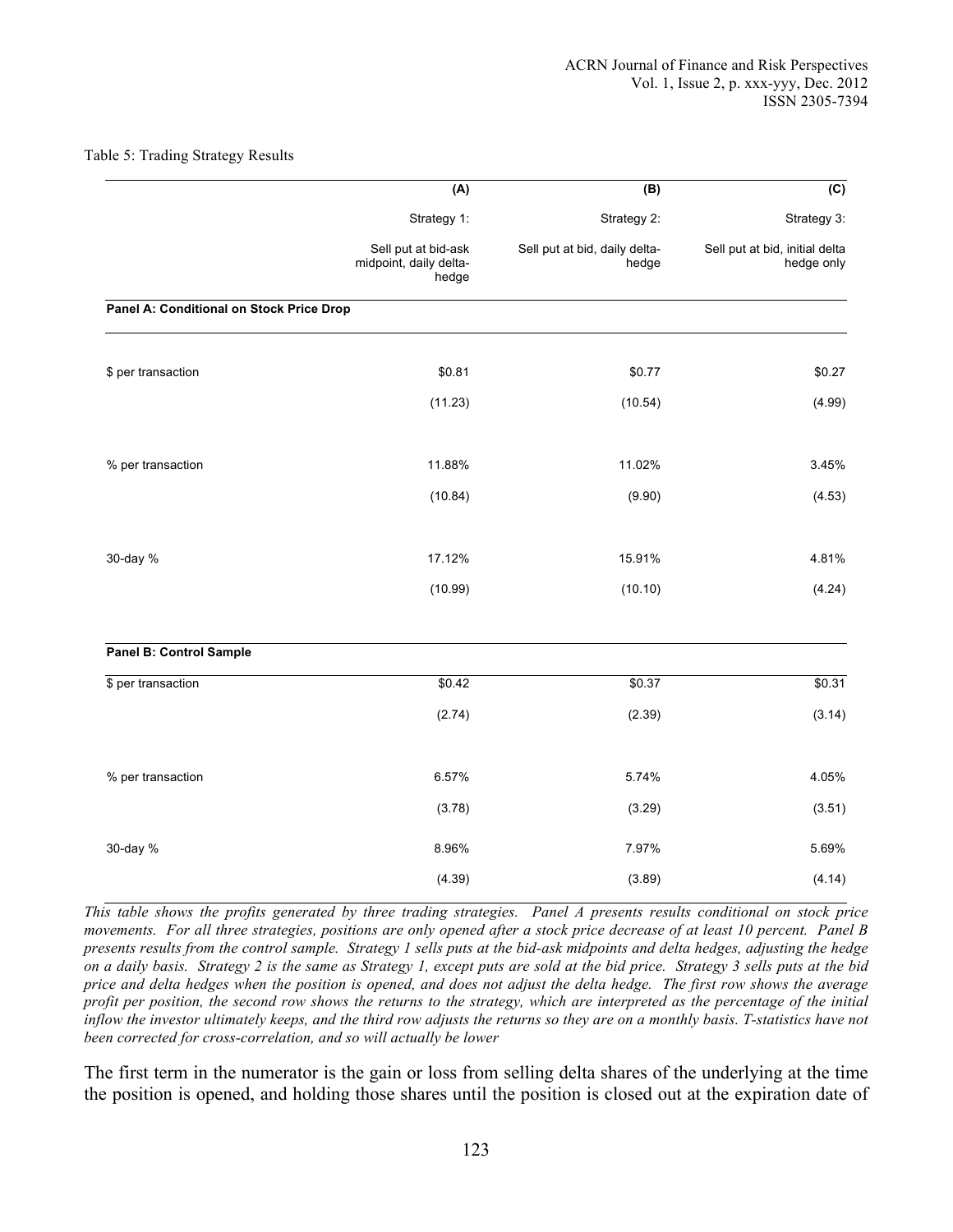Table 5: Trading Strategy Results

| | (A) | (B) | (C) |
|---|---|---|---|
| | Strategy 1: | Strategy 2: | Strategy 3: |
| | Sell put at bid-ask midpoint, daily delta-hedge | Sell put at bid, daily delta-hedge | Sell put at bid, initial delta hedge only |
| **Panel A: Conditional on Stock Price Drop** | | | |
| $ per transaction | $0.81 | $0.77 | $0.27 |
| | (11.23) | (10.54) | (4.99) |
| % per transaction | 11.88% | 11.02% | 3.45% |
| | (10.84) | (9.90) | (4.53) |
| 30-day % | 17.12% | 15.91% | 4.81% |
| | (10.99) | (10.10) | (4.24) |
| **Panel B: Control Sample** | | | |
| $ per transaction | $0.42 | $0.37 | $0.31 |
| | (2.74) | (2.39) | (3.14) |
| % per transaction | 6.57% | 5.74% | 4.05% |
| | (3.78) | (3.29) | (3.51) |
| 30-day % | 8.96% | 7.97% | 5.69% |
| | (4.39) | (3.89) | (4.14) |

*This table shows the profits generated by three trading strategies. Panel A presents results conditional on stock price movements. For all three strategies, positions are only opened after a stock price decrease of at least 10 percent. Panel B presents results from the control sample. Strategy 1 sells puts at the bid-ask midpoints and delta hedges, adjusting the hedge on a daily basis. Strategy 2 is the same as Strategy 1, except puts are sold at the bid price. Strategy 3 sells puts at the bid price and delta hedges when the position is opened, and does not adjust the delta hedge. The first row shows the average profit per position, the second row shows the returns to the strategy, which are interpreted as the percentage of the initial inflow the investor ultimately keeps, and the third row adjusts the returns so they are on a monthly basis. T-statistics have not been corrected for cross-correlation, and so will actually be lower*

The first term in the numerator is the gain or loss from selling delta shares of the underlying at the time the position is opened, and holding those shares until the position is closed out at the expiration date of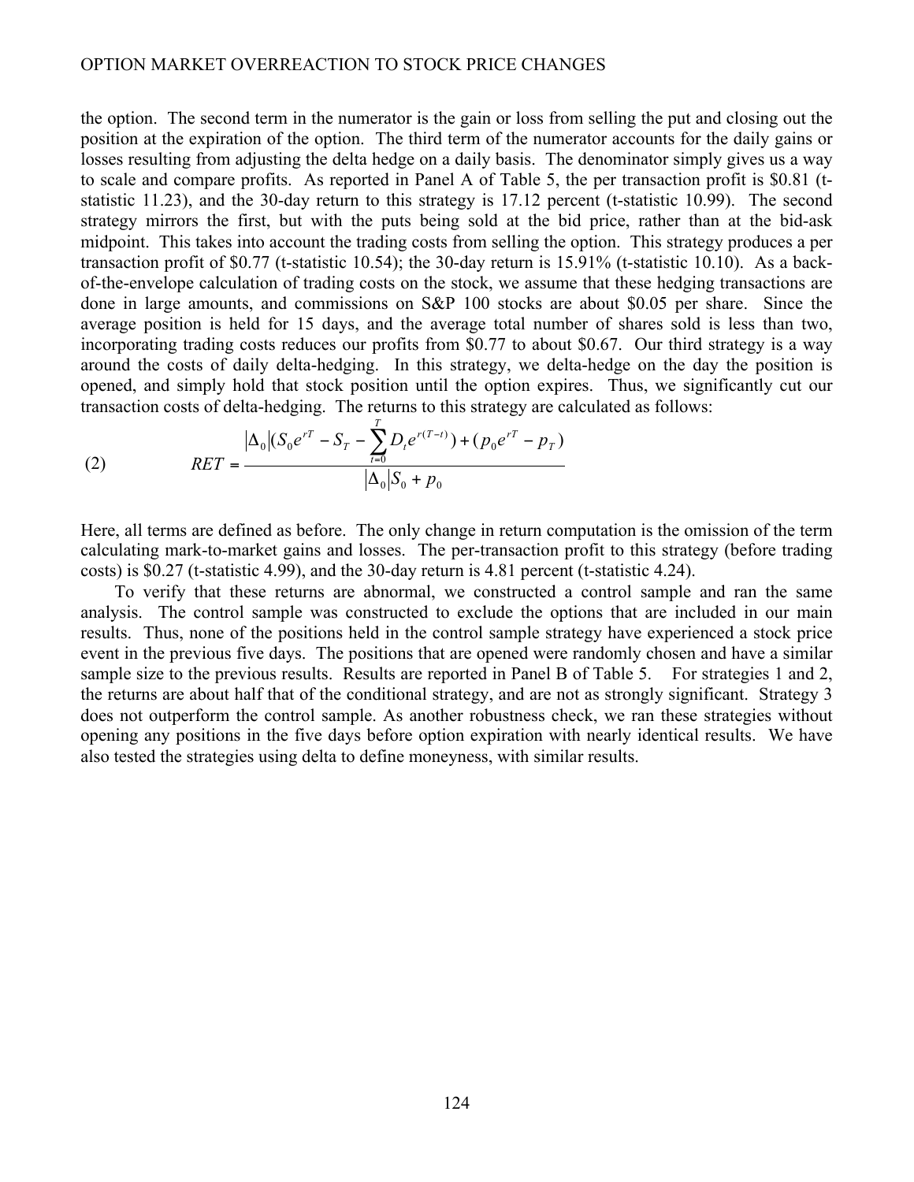the option. The second term in the numerator is the gain or loss from selling the put and closing out the position at the expiration of the option. The third term of the numerator accounts for the daily gains or losses resulting from adjusting the delta hedge on a daily basis. The denominator simply gives us a way to scale and compare profits. As reported in Panel A of Table 5, the per transaction profit is \$0.81 (t-statistic 11.23), and the 30-day return to this strategy is 17.12 percent (t-statistic 10.99). The second strategy mirrors the first, but with the puts being sold at the bid price, rather than at the bid-ask midpoint. This takes into account the trading costs from selling the option. This strategy produces a per transaction profit of \$0.77 (t-statistic 10.54); the 30-day return is 15.91% (t-statistic 10.10). As a back-of-the-envelope calculation of trading costs on the stock, we assume that these hedging transactions are done in large amounts, and commissions on S&P 100 stocks are about \$0.05 per share. Since the average position is held for 15 days, and the average total number of shares sold is less than two, incorporating trading costs reduces our profits from \$0.77 to about \$0.67. Our third strategy is a way around the costs of daily delta-hedging. In this strategy, we delta-hedge on the day the position is opened, and simply hold that stock position until the option expires. Thus, we significantly cut our transaction costs of delta-hedging. The returns to this strategy are calculated as follows:

$$RET = \frac{|\Delta_0|(S_0 e^{rT} - S_T - \sum_{t=0}^{T} D_t e^{r(T-t)}) + (p_0 e^{rT} - p_T)}{|\Delta_0| S_0 + p_0} \tag{2}$$

Here, all terms are defined as before. The only change in return computation is the omission of the term calculating mark-to-market gains and losses. The per-transaction profit to this strategy (before trading costs) is \$0.27 (t-statistic 4.99), and the 30-day return is 4.81 percent (t-statistic 4.24).

To verify that these returns are abnormal, we constructed a control sample and ran the same analysis. The control sample was constructed to exclude the options that are included in our main results. Thus, none of the positions held in the control sample strategy have experienced a stock price event in the previous five days. The positions that are opened were randomly chosen and have a similar sample size to the previous results. Results are reported in Panel B of Table 5. For strategies 1 and 2, the returns are about half that of the conditional strategy, and are not as strongly significant. Strategy 3 does not outperform the control sample. As another robustness check, we ran these strategies without opening any positions in the five days before option expiration with nearly identical results. We have also tested the strategies using delta to define moneyness, with similar results.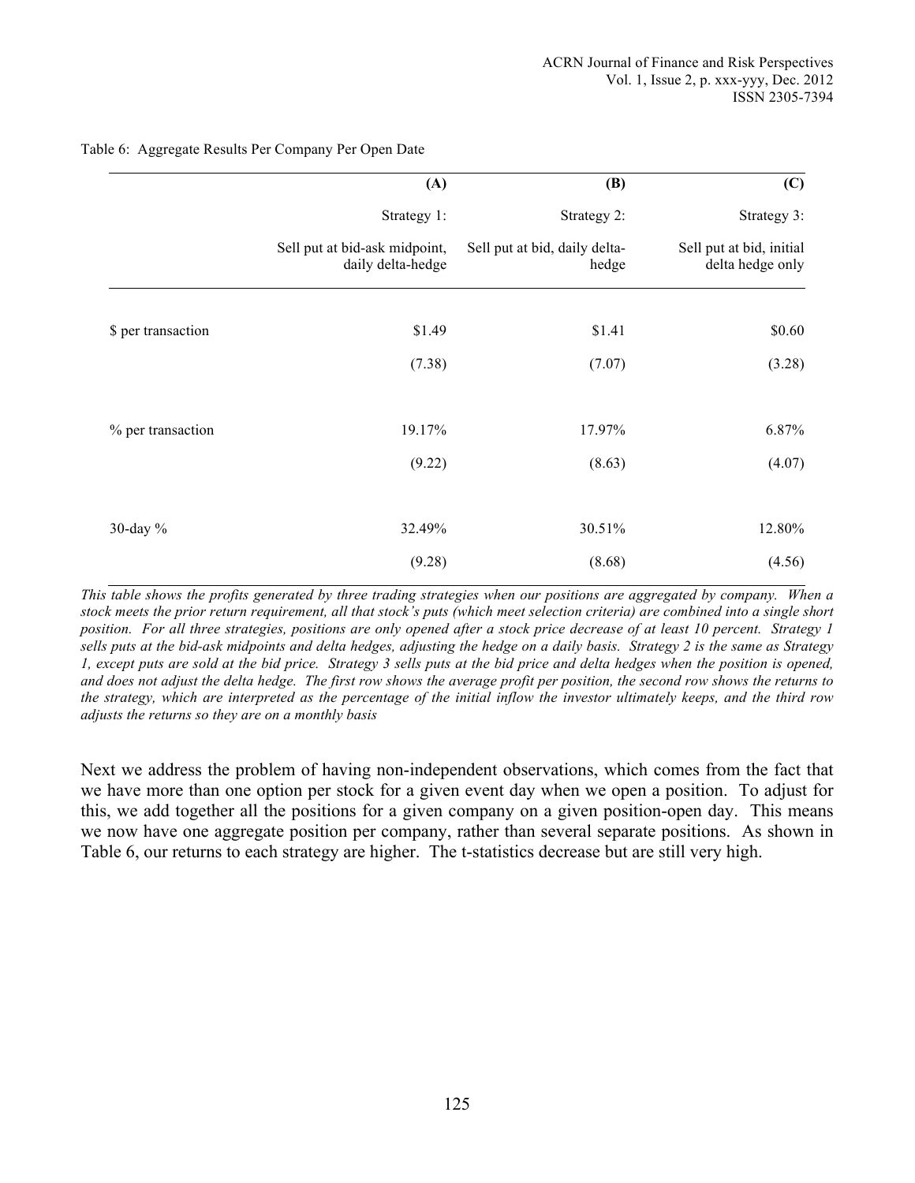Table 6: Aggregate Results Per Company Per Open Date

| | (A) | (B) | (C) |
|---|---|---|---|
| | Strategy 1: | Strategy 2: | Strategy 3: |
| | Sell put at bid-ask midpoint, daily delta-hedge | Sell put at bid, daily delta-hedge | Sell put at bid, initial delta hedge only |
| $ per transaction | $1.49 | $1.41 | $0.60 |
| | (7.38) | (7.07) | (3.28) |
| % per transaction | 19.17% | 17.97% | 6.87% |
| | (9.22) | (8.63) | (4.07) |
| 30-day % | 32.49% | 30.51% | 12.80% |
| | (9.28) | (8.68) | (4.56) |

*This table shows the profits generated by three trading strategies when our positions are aggregated by company. When a stock meets the prior return requirement, all that stock's puts (which meet selection criteria) are combined into a single short position. For all three strategies, positions are only opened after a stock price decrease of at least 10 percent. Strategy 1 sells puts at the bid-ask midpoints and delta hedges, adjusting the hedge on a daily basis. Strategy 2 is the same as Strategy 1, except puts are sold at the bid price. Strategy 3 sells puts at the bid price and delta hedges when the position is opened, and does not adjust the delta hedge. The first row shows the average profit per position, the second row shows the returns to the strategy, which are interpreted as the percentage of the initial inflow the investor ultimately keeps, and the third row adjusts the returns so they are on a monthly basis*

Next we address the problem of having non-independent observations, which comes from the fact that we have more than one option per stock for a given event day when we open a position. To adjust for this, we add together all the positions for a given company on a given position-open day. This means we now have one aggregate position per company, rather than several separate positions. As shown in Table 6, our returns to each strategy are higher. The t-statistics decrease but are still very high.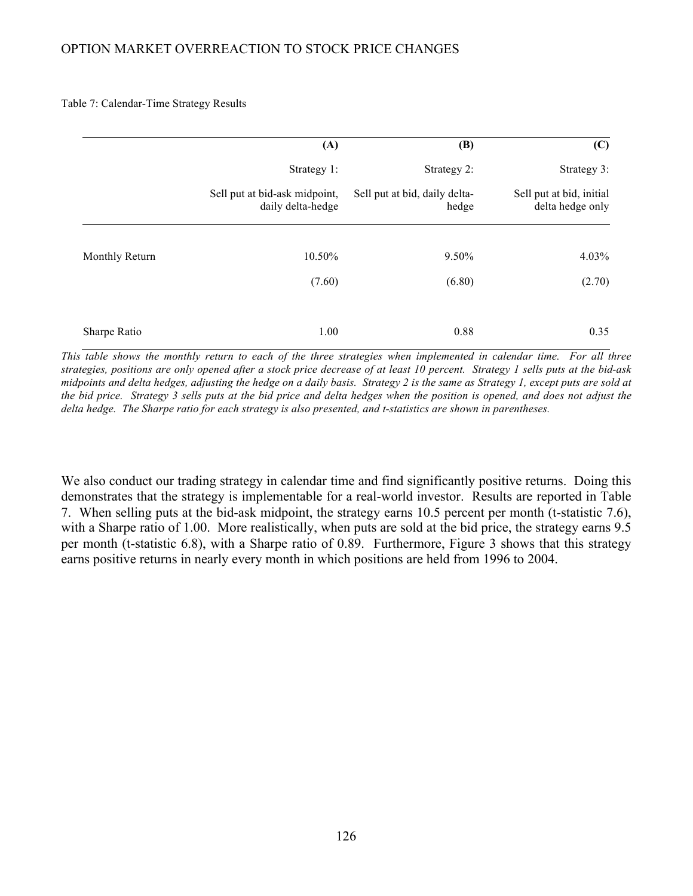Table 7: Calendar-Time Strategy Results

| | (A) | (B) | (C) |
|---|---|---|---|
| | Strategy 1: | Strategy 2: | Strategy 3: |
| | Sell put at bid-ask midpoint, daily delta-hedge | Sell put at bid, daily delta-hedge | Sell put at bid, initial delta hedge only |
| Monthly Return | 10.50% | 9.50% | 4.03% |
| | (7.60) | (6.80) | (2.70) |
| Sharpe Ratio | 1.00 | 0.88 | 0.35 |

*This table shows the monthly return to each of the three strategies when implemented in calendar time. For all three strategies, positions are only opened after a stock price decrease of at least 10 percent. Strategy 1 sells puts at the bid-ask midpoints and delta hedges, adjusting the hedge on a daily basis. Strategy 2 is the same as Strategy 1, except puts are sold at the bid price. Strategy 3 sells puts at the bid price and delta hedges when the position is opened, and does not adjust the delta hedge. The Sharpe ratio for each strategy is also presented, and t-statistics are shown in parentheses.*

We also conduct our trading strategy in calendar time and find significantly positive returns. Doing this demonstrates that the strategy is implementable for a real-world investor. Results are reported in Table 7. When selling puts at the bid-ask midpoint, the strategy earns 10.5 percent per month (t-statistic 7.6), with a Sharpe ratio of 1.00. More realistically, when puts are sold at the bid price, the strategy earns 9.5 per month (t-statistic 6.8), with a Sharpe ratio of 0.89. Furthermore, Figure 3 shows that this strategy earns positive returns in nearly every month in which positions are held from 1996 to 2004.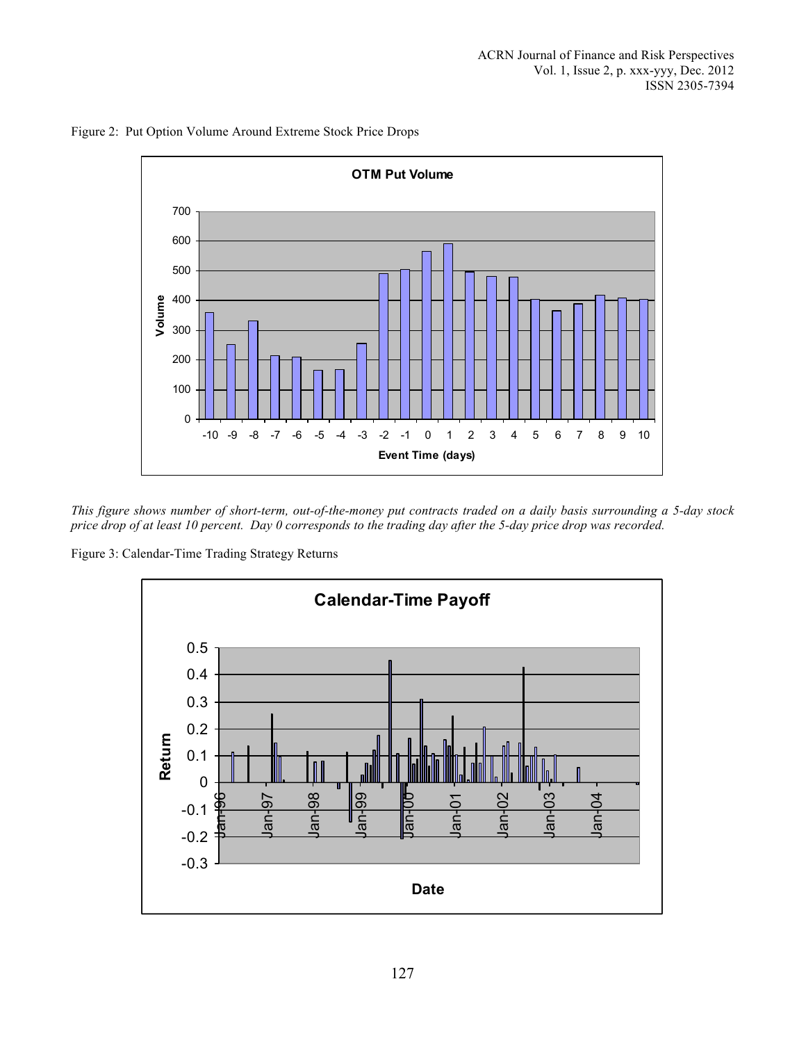Figure 2: Put Option Volume Around Extreme Stock Price Drops

*This figure shows number of short-term, out-of-the-money put contracts traded on a daily basis surrounding a 5-day stock price drop of at least 10 percent. Day 0 corresponds to the trading day after the 5-day price drop was recorded.*

Figure 3: Calendar-Time Trading Strategy Returns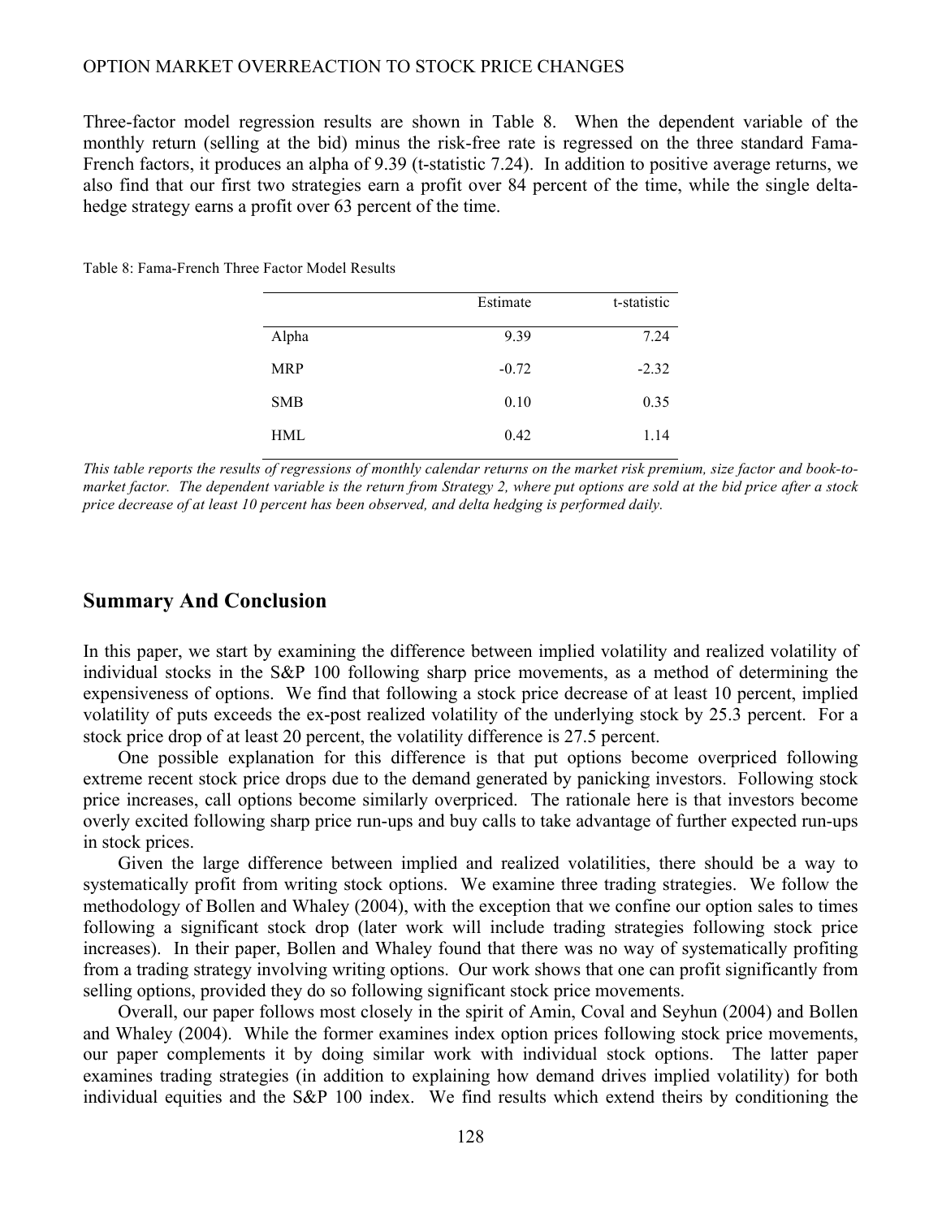Three-factor model regression results are shown in Table 8. When the dependent variable of the monthly return (selling at the bid) minus the risk-free rate is regressed on the three standard Fama-French factors, it produces an alpha of 9.39 (t-statistic 7.24). In addition to positive average returns, we also find that our first two strategies earn a profit over 84 percent of the time, while the single delta-hedge strategy earns a profit over 63 percent of the time.

Table 8: Fama-French Three Factor Model Results

| | Estimate | t-statistic |
|---|---|---|
| Alpha | 9.39 | 7.24 |
| MRP | -0.72 | -2.32 |
| SMB | 0.10 | 0.35 |
| HML | 0.42 | 1.14 |

*This table reports the results of regressions of monthly calendar returns on the market risk premium, size factor and book-to-market factor. The dependent variable is the return from Strategy 2, where put options are sold at the bid price after a stock price decrease of at least 10 percent has been observed, and delta hedging is performed daily.*

## Summary And Conclusion

In this paper, we start by examining the difference between implied volatility and realized volatility of individual stocks in the S&P 100 following sharp price movements, as a method of determining the expensiveness of options. We find that following a stock price decrease of at least 10 percent, implied volatility of puts exceeds the ex-post realized volatility of the underlying stock by 25.3 percent. For a stock price drop of at least 20 percent, the volatility difference is 27.5 percent.

One possible explanation for this difference is that put options become overpriced following extreme recent stock price drops due to the demand generated by panicking investors. Following stock price increases, call options become similarly overpriced. The rationale here is that investors become overly excited following sharp price run-ups and buy calls to take advantage of further expected run-ups in stock prices.

Given the large difference between implied and realized volatilities, there should be a way to systematically profit from writing stock options. We examine three trading strategies. We follow the methodology of Bollen and Whaley (2004), with the exception that we confine our option sales to times following a significant stock drop (later work will include trading strategies following stock price increases). In their paper, Bollen and Whaley found that there was no way of systematically profiting from a trading strategy involving writing options. Our work shows that one can profit significantly from selling options, provided they do so following significant stock price movements.

Overall, our paper follows most closely in the spirit of Amin, Coval and Seyhun (2004) and Bollen and Whaley (2004). While the former examines index option prices following stock price movements, our paper complements it by doing similar work with individual stock options. The latter paper examines trading strategies (in addition to explaining how demand drives implied volatility) for both individual equities and the S&P 100 index. We find results which extend theirs by conditioning the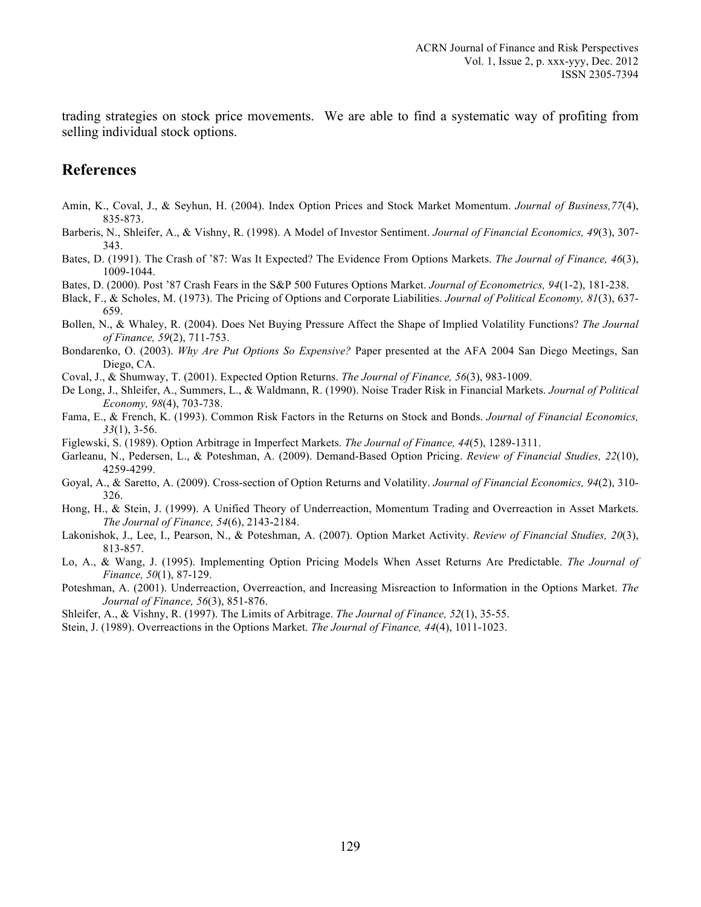trading strategies on stock price movements. We are able to find a systematic way of profiting from selling individual stock options.

## References

Amin, K., Coval, J., & Seyhun, H. (2004). Index Option Prices and Stock Market Momentum. *Journal of Business,77*(4), 835-873.

Barberis, N., Shleifer, A., & Vishny, R. (1998). A Model of Investor Sentiment. *Journal of Financial Economics, 49*(3), 307-343.

Bates, D. (1991). The Crash of '87: Was It Expected? The Evidence From Options Markets. *The Journal of Finance, 46*(3), 1009-1044.

Bates, D. (2000). Post '87 Crash Fears in the S&P 500 Futures Options Market. *Journal of Econometrics, 94*(1-2), 181-238.

Black, F., & Scholes, M. (1973). The Pricing of Options and Corporate Liabilities. *Journal of Political Economy, 81*(3), 637-659.

Bollen, N., & Whaley, R. (2004). Does Net Buying Pressure Affect the Shape of Implied Volatility Functions? *The Journal of Finance, 59*(2), 711-753.

Bondarenko, O. (2003). *Why Are Put Options So Expensive?* Paper presented at the AFA 2004 San Diego Meetings, San Diego, CA.

Coval, J., & Shumway, T. (2001). Expected Option Returns. *The Journal of Finance, 56*(3), 983-1009.

De Long, J., Shleifer, A., Summers, L., & Waldmann, R. (1990). Noise Trader Risk in Financial Markets. *Journal of Political Economy, 98*(4), 703-738.

Fama, E., & French, K. (1993). Common Risk Factors in the Returns on Stock and Bonds. *Journal of Financial Economics, 33*(1), 3-56.

Figlewski, S. (1989). Option Arbitrage in Imperfect Markets. *The Journal of Finance, 44*(5), 1289-1311.

Garleanu, N., Pedersen, L., & Poteshman, A. (2009). Demand-Based Option Pricing. *Review of Financial Studies, 22*(10), 4259-4299.

Goyal, A., & Saretto, A. (2009). Cross-section of Option Returns and Volatility. *Journal of Financial Economics, 94*(2), 310-326.

Hong, H., & Stein, J. (1999). A Unified Theory of Underreaction, Momentum Trading and Overreaction in Asset Markets. *The Journal of Finance, 54*(6), 2143-2184.

Lakonishok, J., Lee, I., Pearson, N., & Poteshman, A. (2007). Option Market Activity. *Review of Financial Studies, 20*(3), 813-857.

Lo, A., & Wang, J. (1995). Implementing Option Pricing Models When Asset Returns Are Predictable. *The Journal of Finance, 50*(1), 87-129.

Poteshman, A. (2001). Underreaction, Overreaction, and Increasing Misreaction to Information in the Options Market. *The Journal of Finance, 56*(3), 851-876.

Shleifer, A., & Vishny, R. (1997). The Limits of Arbitrage. *The Journal of Finance, 52*(1), 35-55.

Stein, J. (1989). Overreactions in the Options Market. *The Journal of Finance, 44*(4), 1011-1023.